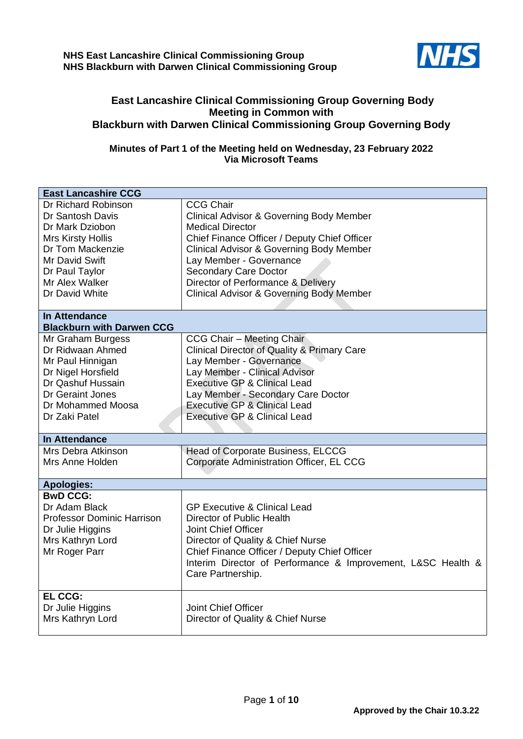**NHS East Lancashire Clinical Commissioning Group**
**NHS Blackburn with Darwen Clinical Commissioning Group**

# East Lancashire Clinical Commissioning Group Governing Body Meeting in Common with Blackburn with Darwen Clinical Commissioning Group Governing Body

## Minutes of Part 1 of the Meeting held on Wednesday, 23 February 2022 Via Microsoft Teams

| **East Lancashire CCG** | |
|---|---|
| Dr Richard Robinson | CCG Chair |
| Dr Santosh Davis | Clinical Advisor & Governing Body Member |
| Dr Mark Dziobon | Medical Director |
| Mrs Kirsty Hollis | Chief Finance Officer / Deputy Chief Officer |
| Dr Tom Mackenzie | Clinical Advisor & Governing Body Member |
| Mr David Swift | Lay Member - Governance |
| Dr Paul Taylor | Secondary Care Doctor |
| Mr Alex Walker | Director of Performance & Delivery |
| Dr David White | Clinical Advisor & Governing Body Member |
| **In Attendance** | |
| **Blackburn with Darwen CCG** | |
| Mr Graham Burgess | CCG Chair – Meeting Chair |
| Dr Ridwaan Ahmed | Clinical Director of Quality & Primary Care |
| Mr Paul Hinnigan | Lay Member - Governance |
| Dr Nigel Horsfield | Lay Member - Clinical Advisor |
| Dr Qashuf Hussain | Executive GP & Clinical Lead |
| Dr Geraint Jones | Lay Member - Secondary Care Doctor |
| Dr Mohammed Moosa | Executive GP & Clinical Lead |
| Dr Zaki Patel | Executive GP & Clinical Lead |
| **In Attendance** | |
| Mrs Debra Atkinson | Head of Corporate Business, ELCCG |
| Mrs Anne Holden | Corporate Administration Officer, EL CCG |
| **Apologies:** | |
| **BwD CCG:** | |
| Dr Adam Black | GP Executive & Clinical Lead |
| Professor Dominic Harrison | Director of Public Health |
| Dr Julie Higgins | Joint Chief Officer |
| Mrs Kathryn Lord | Director of Quality & Chief Nurse |
| Mr Roger Parr | Chief Finance Officer / Deputy Chief Officer |
| | Interim Director of Performance & Improvement, L&SC Health & Care Partnership. |
| **EL CCG:** | |
| Dr Julie Higgins | Joint Chief Officer |
| Mrs Kathryn Lord | Director of Quality & Chief Nurse |

**Approved by the Chair 10.3.22**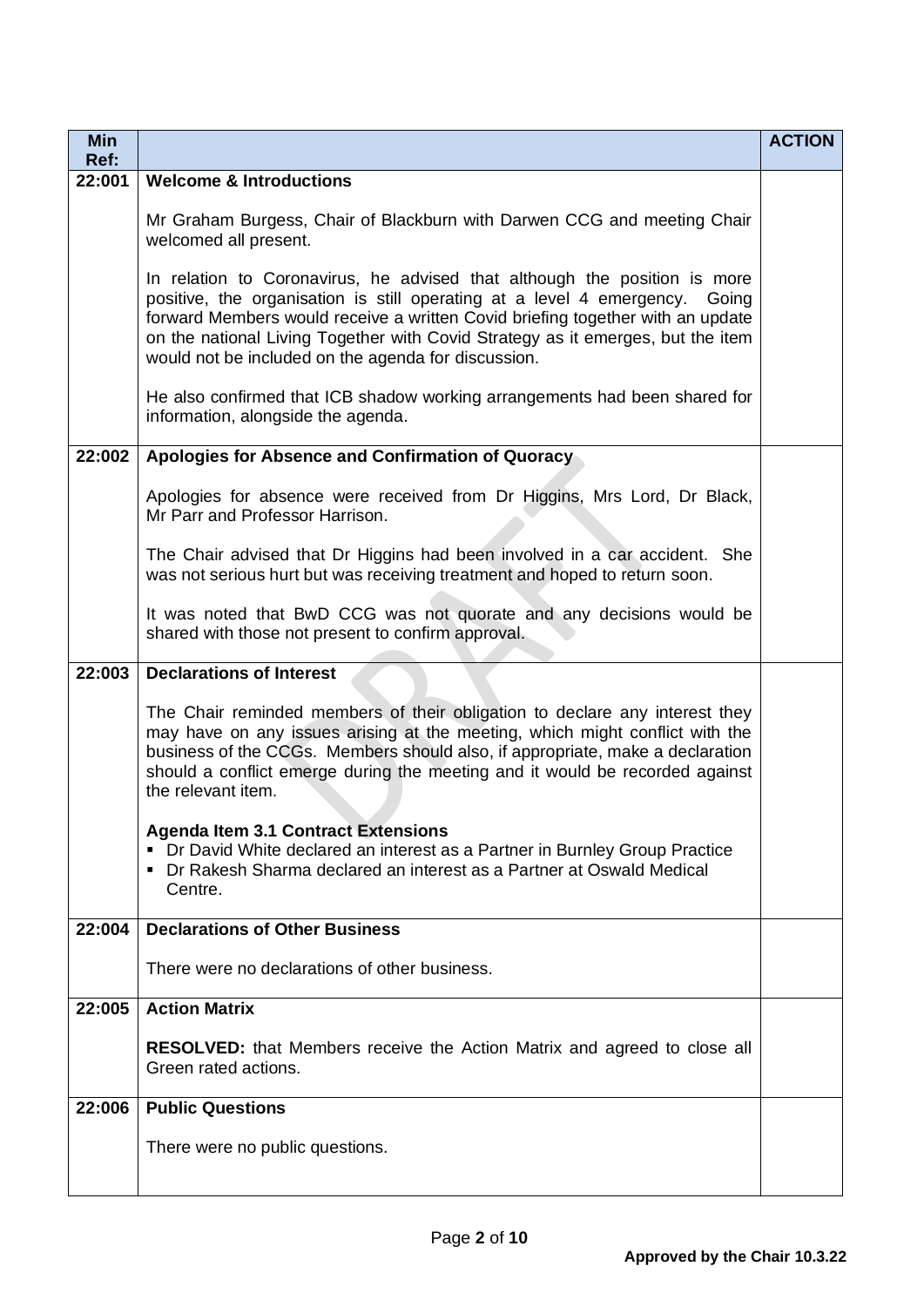| Min Ref: | | ACTION |
|---|---|---|
| 22:001 | **Welcome & Introductions**<br><br>Mr Graham Burgess, Chair of Blackburn with Darwen CCG and meeting Chair welcomed all present.<br><br>In relation to Coronavirus, he advised that although the position is more positive, the organisation is still operating at a level 4 emergency. Going forward Members would receive a written Covid briefing together with an update on the national Living Together with Covid Strategy as it emerges, but the item would not be included on the agenda for discussion.<br><br>He also confirmed that ICB shadow working arrangements had been shared for information, alongside the agenda. | |
| 22:002 | **Apologies for Absence and Confirmation of Quoracy**<br><br>Apologies for absence were received from Dr Higgins, Mrs Lord, Dr Black, Mr Parr and Professor Harrison.<br><br>The Chair advised that Dr Higgins had been involved in a car accident. She was not serious hurt but was receiving treatment and hoped to return soon.<br><br>It was noted that BwD CCG was not quorate and any decisions would be shared with those not present to confirm approval. | |
| 22:003 | **Declarations of Interest**<br><br>The Chair reminded members of their obligation to declare any interest they may have on any issues arising at the meeting, which might conflict with the business of the CCGs. Members should also, if appropriate, make a declaration should a conflict emerge during the meeting and it would be recorded against the relevant item.<br><br>**Agenda Item 3.1 Contract Extensions**<br>▪ Dr David White declared an interest as a Partner in Burnley Group Practice<br>▪ Dr Rakesh Sharma declared an interest as a Partner at Oswald Medical Centre. | |
| 22:004 | **Declarations of Other Business**<br><br>There were no declarations of other business. | |
| 22:005 | **Action Matrix**<br><br>**RESOLVED:** that Members receive the Action Matrix and agreed to close all Green rated actions. | |
| 22:006 | **Public Questions**<br><br>There were no public questions. | |

**Approved by the Chair 10.3.22**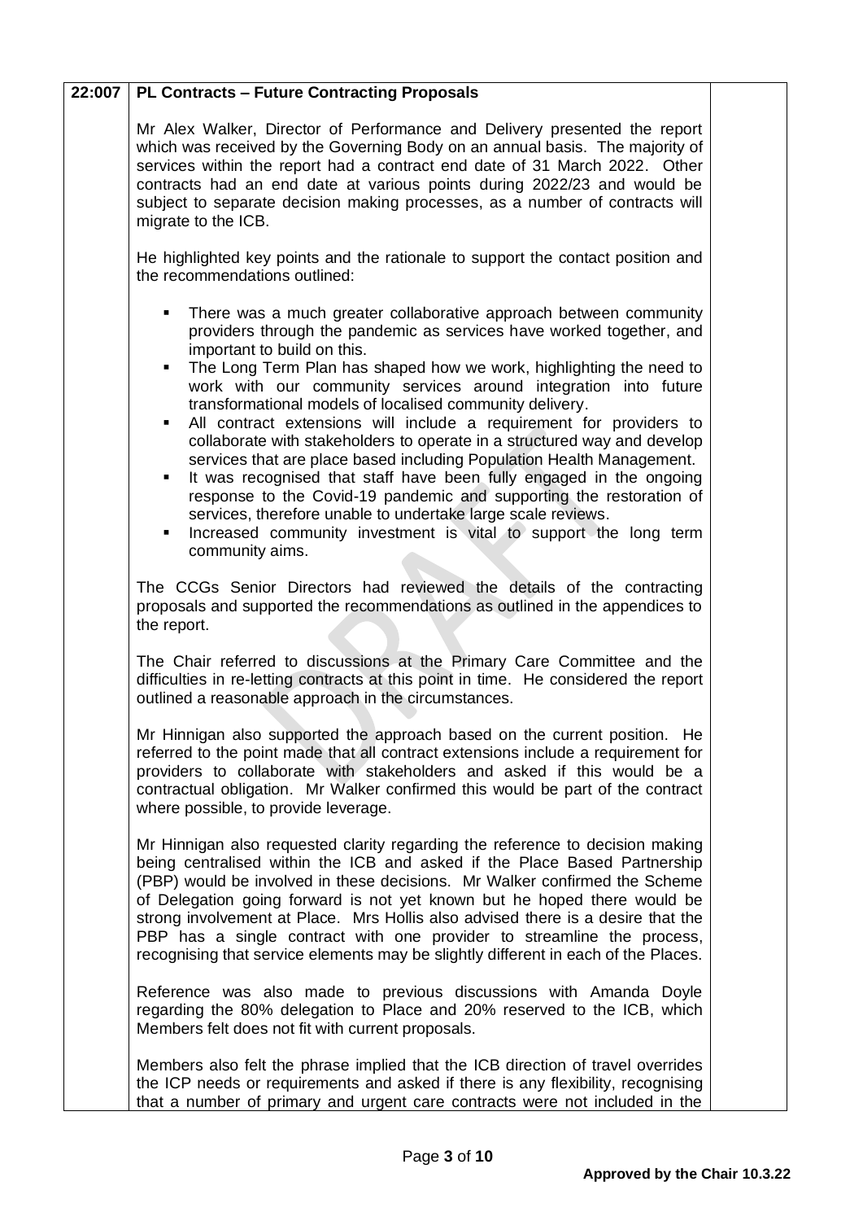| 22:007 | **PL Contracts – Future Contracting Proposals** | |
|---|---|---|

**22:007 PL Contracts – Future Contracting Proposals**

Mr Alex Walker, Director of Performance and Delivery presented the report which was received by the Governing Body on an annual basis. The majority of services within the report had a contract end date of 31 March 2022. Other contracts had an end date at various points during 2022/23 and would be subject to separate decision making processes, as a number of contracts will migrate to the ICB.

He highlighted key points and the rationale to support the contact position and the recommendations outlined:

- There was a much greater collaborative approach between community providers through the pandemic as services have worked together, and important to build on this.
- The Long Term Plan has shaped how we work, highlighting the need to work with our community services around integration into future transformational models of localised community delivery.
- All contract extensions will include a requirement for providers to collaborate with stakeholders to operate in a structured way and develop services that are place based including Population Health Management.
- It was recognised that staff have been fully engaged in the ongoing response to the Covid-19 pandemic and supporting the restoration of services, therefore unable to undertake large scale reviews.
- Increased community investment is vital to support the long term community aims.

The CCGs Senior Directors had reviewed the details of the contracting proposals and supported the recommendations as outlined in the appendices to the report.

The Chair referred to discussions at the Primary Care Committee and the difficulties in re-letting contracts at this point in time. He considered the report outlined a reasonable approach in the circumstances.

Mr Hinnigan also supported the approach based on the current position. He referred to the point made that all contract extensions include a requirement for providers to collaborate with stakeholders and asked if this would be a contractual obligation. Mr Walker confirmed this would be part of the contract where possible, to provide leverage.

Mr Hinnigan also requested clarity regarding the reference to decision making being centralised within the ICB and asked if the Place Based Partnership (PBP) would be involved in these decisions. Mr Walker confirmed the Scheme of Delegation going forward is not yet known but he hoped there would be strong involvement at Place. Mrs Hollis also advised there is a desire that the PBP has a single contract with one provider to streamline the process, recognising that service elements may be slightly different in each of the Places.

Reference was also made to previous discussions with Amanda Doyle regarding the 80% delegation to Place and 20% reserved to the ICB, which Members felt does not fit with current proposals.

Members also felt the phrase implied that the ICB direction of travel overrides the ICP needs or requirements and asked if there is any flexibility, recognising that a number of primary and urgent care contracts were not included in the

Approved by the Chair 10.3.22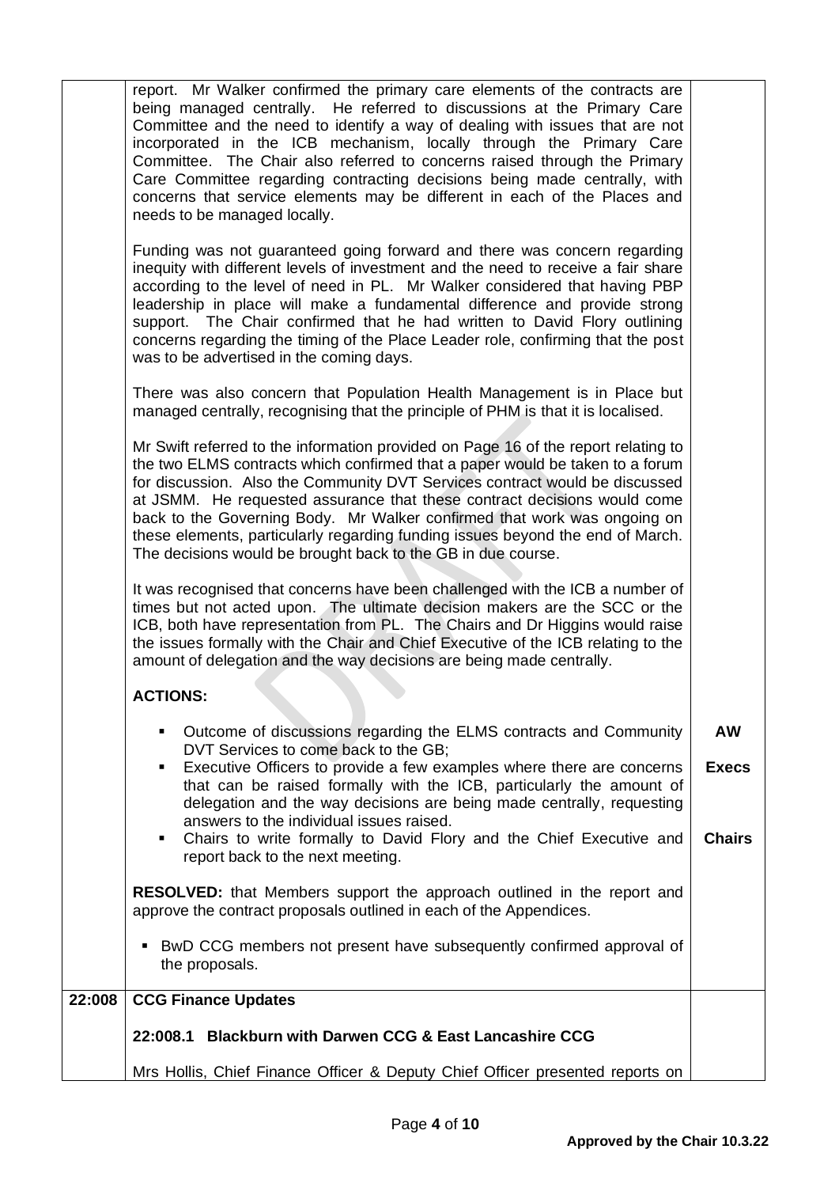| | | |
|---|---|---|
| | report. Mr Walker confirmed the primary care elements of the contracts are being managed centrally. He referred to discussions at the Primary Care Committee and the need to identify a way of dealing with issues that are not incorporated in the ICB mechanism, locally through the Primary Care Committee. The Chair also referred to concerns raised through the Primary Care Committee regarding contracting decisions being made centrally, with concerns that service elements may be different in each of the Places and needs to be managed locally.<br><br>Funding was not guaranteed going forward and there was concern regarding inequity with different levels of investment and the need to receive a fair share according to the level of need in PL. Mr Walker considered that having PBP leadership in place will make a fundamental difference and provide strong support. The Chair confirmed that he had written to David Flory outlining concerns regarding the timing of the Place Leader role, confirming that the post was to be advertised in the coming days.<br><br>There was also concern that Population Health Management is in Place but managed centrally, recognising that the principle of PHM is that it is localised.<br><br>Mr Swift referred to the information provided on Page 16 of the report relating to the two ELMS contracts which confirmed that a paper would be taken to a forum for discussion. Also the Community DVT Services contract would be discussed at JSMM. He requested assurance that these contract decisions would come back to the Governing Body. Mr Walker confirmed that work was ongoing on these elements, particularly regarding funding issues beyond the end of March. The decisions would be brought back to the GB in due course.<br><br>It was recognised that concerns have been challenged with the ICB a number of times but not acted upon. The ultimate decision makers are the SCC or the ICB, both have representation from PL. The Chairs and Dr Higgins would raise the issues formally with the Chair and Chief Executive of the ICB relating to the amount of delegation and the way decisions are being made centrally.<br><br>**ACTIONS:**<br><br>▪ Outcome of discussions regarding the ELMS contracts and Community DVT Services to come back to the GB;<br>▪ Executive Officers to provide a few examples where there are concerns that can be raised formally with the ICB, particularly the amount of delegation and the way decisions are being made centrally, requesting answers to the individual issues raised.<br>▪ Chairs to write formally to David Flory and the Chief Executive and report back to the next meeting.<br><br>**RESOLVED:** that Members support the approach outlined in the report and approve the contract proposals outlined in each of the Appendices.<br><br>▪ BwD CCG members not present have subsequently confirmed approval of the proposals. | **AW**<br><br>**Execs**<br><br>**Chairs** |
| **22:008** | **CCG Finance Updates**<br><br>**22:008.1 Blackburn with Darwen CCG & East Lancashire CCG**<br><br>Mrs Hollis, Chief Finance Officer & Deputy Chief Officer presented reports on | |

**Approved by the Chair 10.3.22**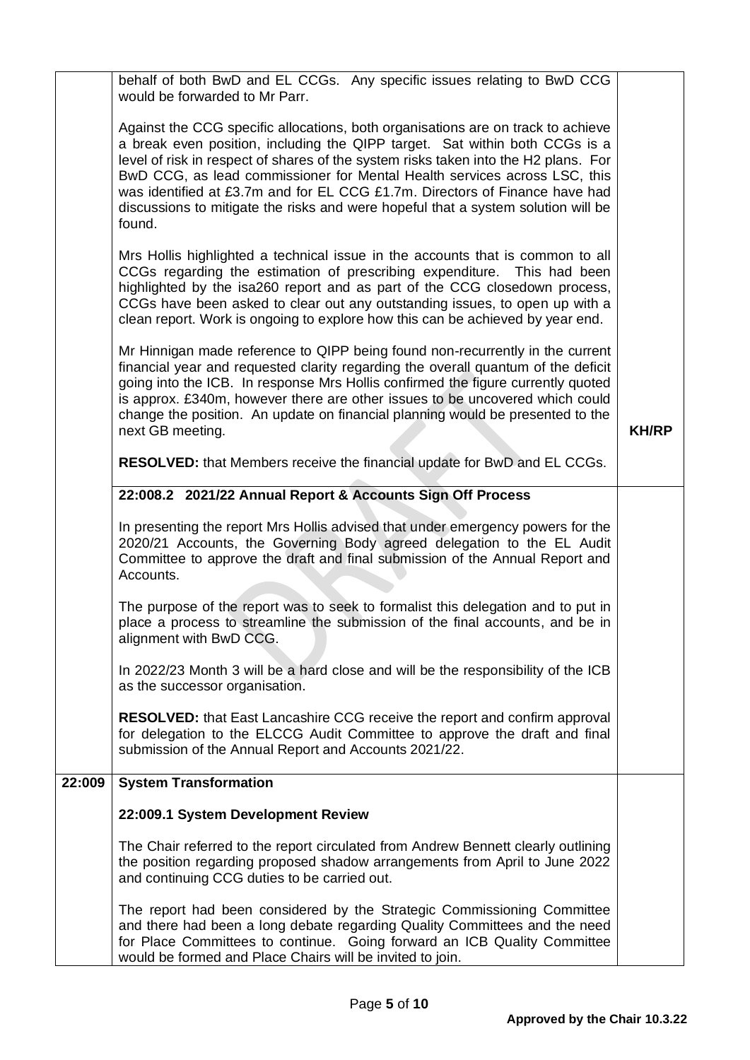| | | |
|---|---|---|
| | behalf of both BwD and EL CCGs. Any specific issues relating to BwD CCG would be forwarded to Mr Parr.<br><br>Against the CCG specific allocations, both organisations are on track to achieve a break even position, including the QIPP target. Sat within both CCGs is a level of risk in respect of shares of the system risks taken into the H2 plans. For BwD CCG, as lead commissioner for Mental Health services across LSC, this was identified at £3.7m and for EL CCG £1.7m. Directors of Finance have had discussions to mitigate the risks and were hopeful that a system solution will be found.<br><br>Mrs Hollis highlighted a technical issue in the accounts that is common to all CCGs regarding the estimation of prescribing expenditure. This had been highlighted by the isa260 report and as part of the CCG closedown process, CCGs have been asked to clear out any outstanding issues, to open up with a clean report. Work is ongoing to explore how this can be achieved by year end.<br><br>Mr Hinnigan made reference to QIPP being found non-recurrently in the current financial year and requested clarity regarding the overall quantum of the deficit going into the ICB. In response Mrs Hollis confirmed the figure currently quoted is approx. £340m, however there are other issues to be uncovered which could change the position. An update on financial planning would be presented to the next GB meeting.<br><br>**RESOLVED:** that Members receive the financial update for BwD and EL CCGs. | **KH/RP** |
| | **22:008.2 2021/22 Annual Report & Accounts Sign Off Process**<br><br>In presenting the report Mrs Hollis advised that under emergency powers for the 2020/21 Accounts, the Governing Body agreed delegation to the EL Audit Committee to approve the draft and final submission of the Annual Report and Accounts.<br><br>The purpose of the report was to seek to formalist this delegation and to put in place a process to streamline the submission of the final accounts, and be in alignment with BwD CCG.<br><br>In 2022/23 Month 3 will be a hard close and will be the responsibility of the ICB as the successor organisation.<br><br>**RESOLVED:** that East Lancashire CCG receive the report and confirm approval for delegation to the ELCCG Audit Committee to approve the draft and final submission of the Annual Report and Accounts 2021/22. | |
| **22:009** | **System Transformation**<br><br>**22:009.1 System Development Review**<br><br>The Chair referred to the report circulated from Andrew Bennett clearly outlining the position regarding proposed shadow arrangements from April to June 2022 and continuing CCG duties to be carried out.<br><br>The report had been considered by the Strategic Commissioning Committee and there had been a long debate regarding Quality Committees and the need for Place Committees to continue. Going forward an ICB Quality Committee would be formed and Place Chairs will be invited to join. | |

**Approved by the Chair 10.3.22**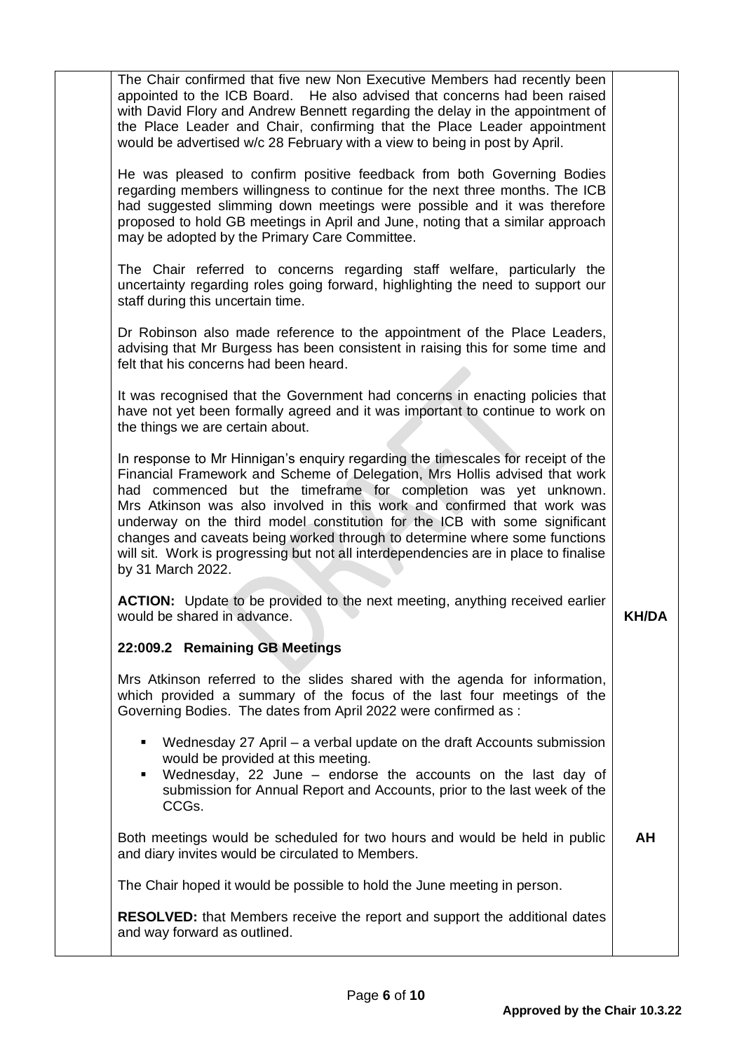| | | |
|---|---|---|
| | The Chair confirmed that five new Non Executive Members had recently been appointed to the ICB Board. He also advised that concerns had been raised with David Flory and Andrew Bennett regarding the delay in the appointment of the Place Leader and Chair, confirming that the Place Leader appointment would be advertised w/c 28 February with a view to being in post by April.<br><br>He was pleased to confirm positive feedback from both Governing Bodies regarding members willingness to continue for the next three months. The ICB had suggested slimming down meetings were possible and it was therefore proposed to hold GB meetings in April and June, noting that a similar approach may be adopted by the Primary Care Committee.<br><br>The Chair referred to concerns regarding staff welfare, particularly the uncertainty regarding roles going forward, highlighting the need to support our staff during this uncertain time.<br><br>Dr Robinson also made reference to the appointment of the Place Leaders, advising that Mr Burgess has been consistent in raising this for some time and felt that his concerns had been heard.<br><br>It was recognised that the Government had concerns in enacting policies that have not yet been formally agreed and it was important to continue to work on the things we are certain about.<br><br>In response to Mr Hinnigan's enquiry regarding the timescales for receipt of the Financial Framework and Scheme of Delegation, Mrs Hollis advised that work had commenced but the timeframe for completion was yet unknown. Mrs Atkinson was also involved in this work and confirmed that work was underway on the third model constitution for the ICB with some significant changes and caveats being worked through to determine where some functions will sit. Work is progressing but not all interdependencies are in place to finalise by 31 March 2022.<br><br>**ACTION:** Update to be provided to the next meeting, anything received earlier would be shared in advance. | **KH/DA** |
| | **22:009.2 Remaining GB Meetings**<br><br>Mrs Atkinson referred to the slides shared with the agenda for information, which provided a summary of the focus of the last four meetings of the Governing Bodies. The dates from April 2022 were confirmed as :<br><br>▪ Wednesday 27 April – a verbal update on the draft Accounts submission would be provided at this meeting.<br>▪ Wednesday, 22 June – endorse the accounts on the last day of submission for Annual Report and Accounts, prior to the last week of the CCGs.<br><br>Both meetings would be scheduled for two hours and would be held in public and diary invites would be circulated to Members.<br><br>The Chair hoped it would be possible to hold the June meeting in person.<br><br>**RESOLVED:** that Members receive the report and support the additional dates and way forward as outlined. | **AH** |

**Approved by the Chair 10.3.22**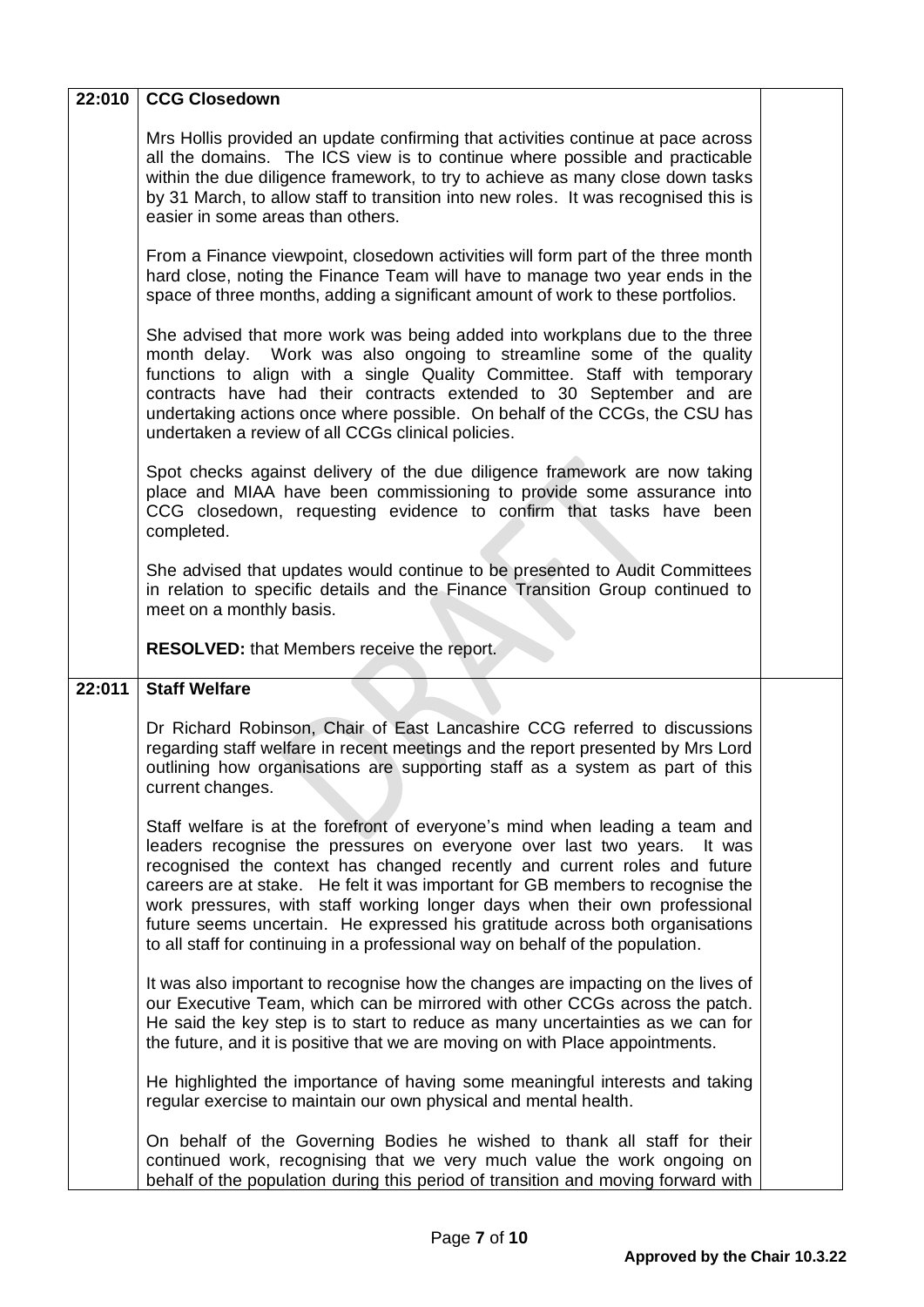| | | |
|---|---|---|
| 22:010 | **CCG Closedown**<br><br>Mrs Hollis provided an update confirming that activities continue at pace across all the domains. The ICS view is to continue where possible and practicable within the due diligence framework, to try to achieve as many close down tasks by 31 March, to allow staff to transition into new roles. It was recognised this is easier in some areas than others.<br><br>From a Finance viewpoint, closedown activities will form part of the three month hard close, noting the Finance Team will have to manage two year ends in the space of three months, adding a significant amount of work to these portfolios.<br><br>She advised that more work was being added into workplans due to the three month delay. Work was also ongoing to streamline some of the quality functions to align with a single Quality Committee. Staff with temporary contracts have had their contracts extended to 30 September and are undertaking actions once where possible. On behalf of the CCGs, the CSU has undertaken a review of all CCGs clinical policies.<br><br>Spot checks against delivery of the due diligence framework are now taking place and MIAA have been commissioning to provide some assurance into CCG closedown, requesting evidence to confirm that tasks have been completed.<br><br>She advised that updates would continue to be presented to Audit Committees in relation to specific details and the Finance Transition Group continued to meet on a monthly basis.<br><br>**RESOLVED:** that Members receive the report. | |
| 22:011 | **Staff Welfare**<br><br>Dr Richard Robinson, Chair of East Lancashire CCG referred to discussions regarding staff welfare in recent meetings and the report presented by Mrs Lord outlining how organisations are supporting staff as a system as part of this current changes.<br><br>Staff welfare is at the forefront of everyone's mind when leading a team and leaders recognise the pressures on everyone over last two years. It was recognised the context has changed recently and current roles and future careers are at stake. He felt it was important for GB members to recognise the work pressures, with staff working longer days when their own professional future seems uncertain. He expressed his gratitude across both organisations to all staff for continuing in a professional way on behalf of the population.<br><br>It was also important to recognise how the changes are impacting on the lives of our Executive Team, which can be mirrored with other CCGs across the patch. He said the key step is to start to reduce as many uncertainties as we can for the future, and it is positive that we are moving on with Place appointments.<br><br>He highlighted the importance of having some meaningful interests and taking regular exercise to maintain our own physical and mental health.<br><br>On behalf of the Governing Bodies he wished to thank all staff for their continued work, recognising that we very much value the work ongoing on behalf of the population during this period of transition and moving forward with | |

**Approved by the Chair 10.3.22**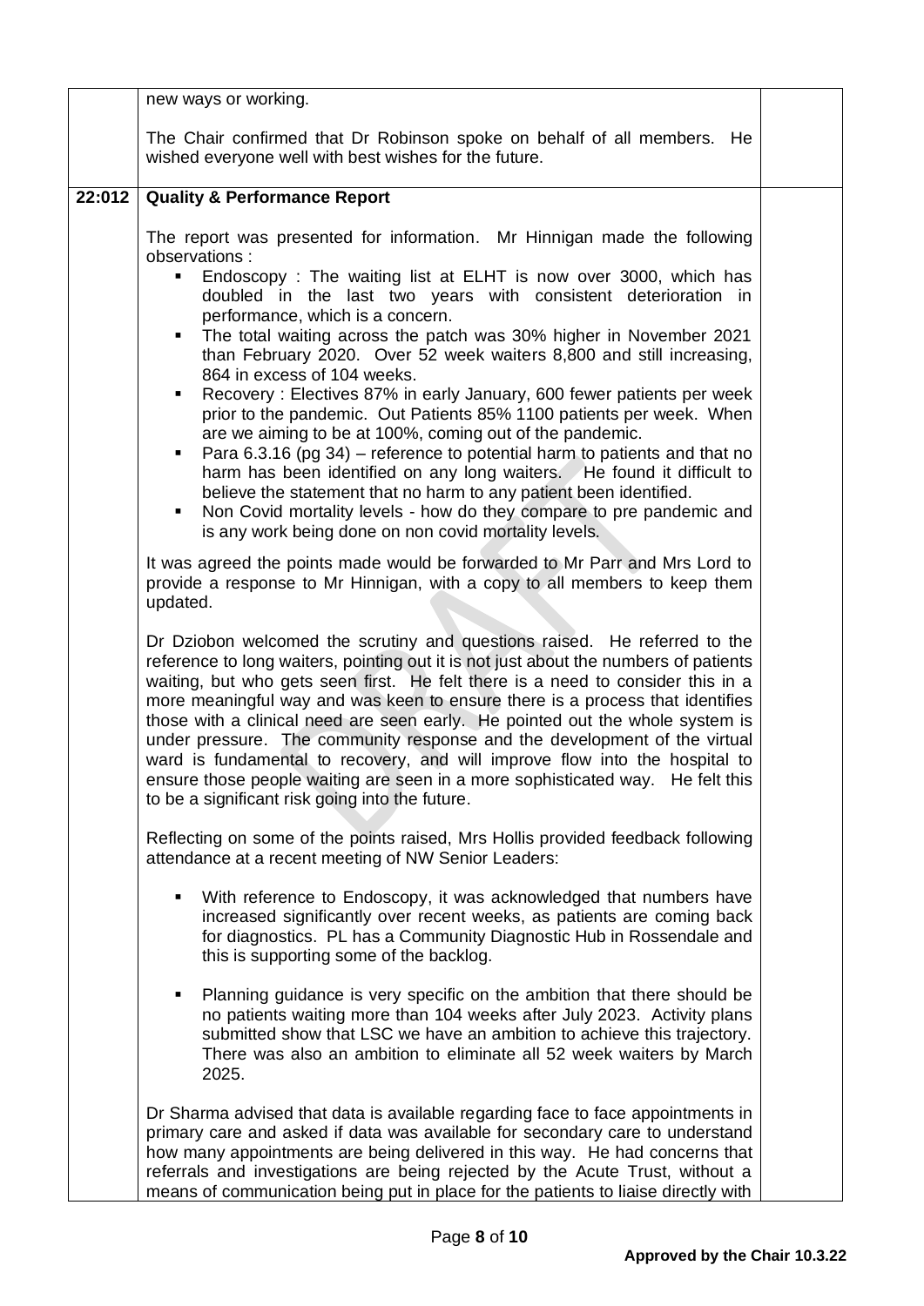| | | |
|---|---|---|
| | new ways or working.<br><br>The Chair confirmed that Dr Robinson spoke on behalf of all members. He wished everyone well with best wishes for the future. | |
| **22:012** | **Quality & Performance Report**<br><br>The report was presented for information. Mr Hinnigan made the following observations :<br>▪ Endoscopy : The waiting list at ELHT is now over 3000, which has doubled in the last two years with consistent deterioration in performance, which is a concern.<br>▪ The total waiting across the patch was 30% higher in November 2021 than February 2020. Over 52 week waiters 8,800 and still increasing, 864 in excess of 104 weeks.<br>▪ Recovery : Electives 87% in early January, 600 fewer patients per week prior to the pandemic. Out Patients 85% 1100 patients per week. When are we aiming to be at 100%, coming out of the pandemic.<br>▪ Para 6.3.16 (pg 34) – reference to potential harm to patients and that no harm has been identified on any long waiters. He found it difficult to believe the statement that no harm to any patient been identified.<br>▪ Non Covid mortality levels - how do they compare to pre pandemic and is any work being done on non covid mortality levels.<br><br>It was agreed the points made would be forwarded to Mr Parr and Mrs Lord to provide a response to Mr Hinnigan, with a copy to all members to keep them updated.<br><br>Dr Dziobon welcomed the scrutiny and questions raised. He referred to the reference to long waiters, pointing out it is not just about the numbers of patients waiting, but who gets seen first. He felt there is a need to consider this in a more meaningful way and was keen to ensure there is a process that identifies those with a clinical need are seen early. He pointed out the whole system is under pressure. The community response and the development of the virtual ward is fundamental to recovery, and will improve flow into the hospital to ensure those people waiting are seen in a more sophisticated way. He felt this to be a significant risk going into the future.<br><br>Reflecting on some of the points raised, Mrs Hollis provided feedback following attendance at a recent meeting of NW Senior Leaders:<br><br>▪ With reference to Endoscopy, it was acknowledged that numbers have increased significantly over recent weeks, as patients are coming back for diagnostics. PL has a Community Diagnostic Hub in Rossendale and this is supporting some of the backlog.<br><br>▪ Planning guidance is very specific on the ambition that there should be no patients waiting more than 104 weeks after July 2023. Activity plans submitted show that LSC we have an ambition to achieve this trajectory. There was also an ambition to eliminate all 52 week waiters by March 2025.<br><br>Dr Sharma advised that data is available regarding face to face appointments in primary care and asked if data was available for secondary care to understand how many appointments are being delivered in this way. He had concerns that referrals and investigations are being rejected by the Acute Trust, without a means of communication being put in place for the patients to liaise directly with | |

Approved by the Chair 10.3.22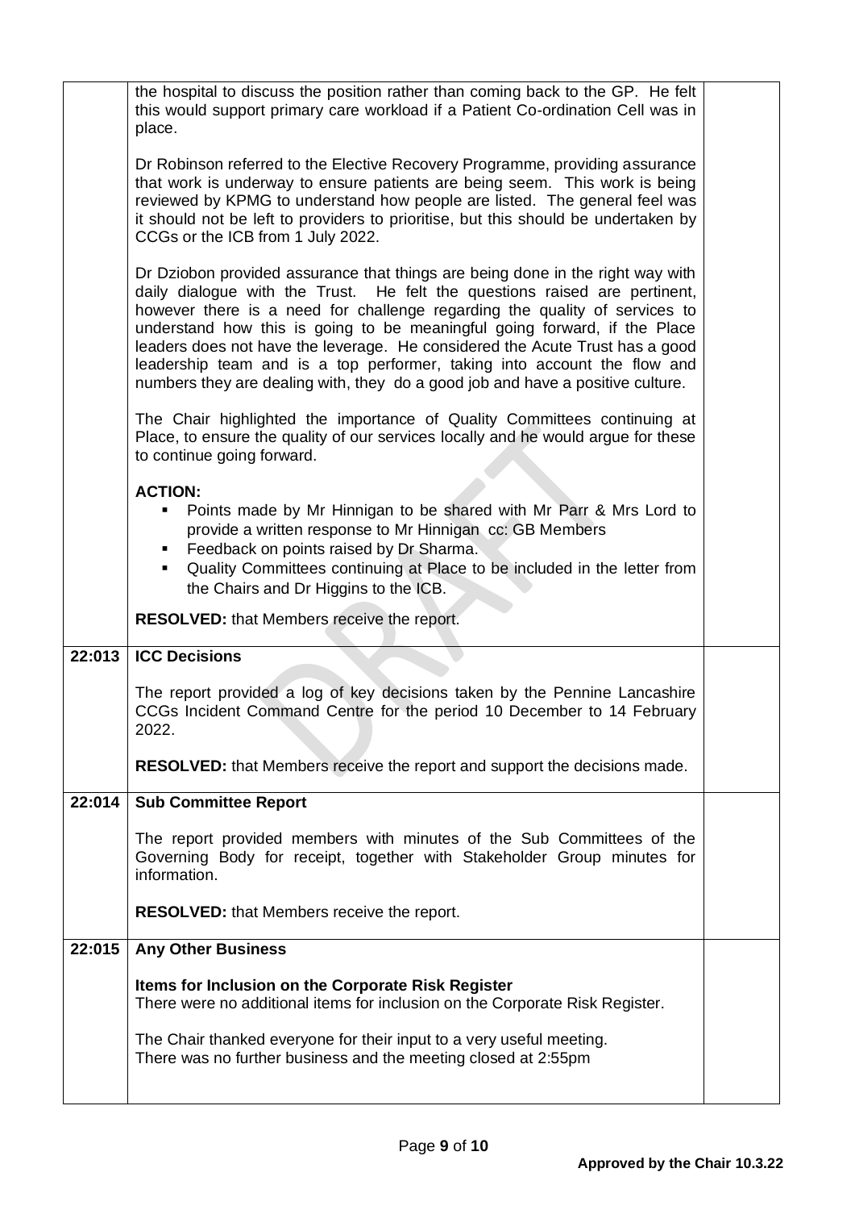| | | |
|---|---|---|
| | the hospital to discuss the position rather than coming back to the GP. He felt this would support primary care workload if a Patient Co-ordination Cell was in place.<br><br>Dr Robinson referred to the Elective Recovery Programme, providing assurance that work is underway to ensure patients are being seem. This work is being reviewed by KPMG to understand how people are listed. The general feel was it should not be left to providers to prioritise, but this should be undertaken by CCGs or the ICB from 1 July 2022.<br><br>Dr Dziobon provided assurance that things are being done in the right way with daily dialogue with the Trust. He felt the questions raised are pertinent, however there is a need for challenge regarding the quality of services to understand how this is going to be meaningful going forward, if the Place leaders does not have the leverage. He considered the Acute Trust has a good leadership team and is a top performer, taking into account the flow and numbers they are dealing with, they do a good job and have a positive culture.<br><br>The Chair highlighted the importance of Quality Committees continuing at Place, to ensure the quality of our services locally and he would argue for these to continue going forward.<br><br>**ACTION:**<br>▪ Points made by Mr Hinnigan to be shared with Mr Parr & Mrs Lord to provide a written response to Mr Hinnigan cc: GB Members<br>▪ Feedback on points raised by Dr Sharma.<br>▪ Quality Committees continuing at Place to be included in the letter from the Chairs and Dr Higgins to the ICB.<br><br>**RESOLVED:** that Members receive the report. | |
| **22:013** | **ICC Decisions**<br><br>The report provided a log of key decisions taken by the Pennine Lancashire CCGs Incident Command Centre for the period 10 December to 14 February 2022.<br><br>**RESOLVED:** that Members receive the report and support the decisions made. | |
| **22:014** | **Sub Committee Report**<br><br>The report provided members with minutes of the Sub Committees of the Governing Body for receipt, together with Stakeholder Group minutes for information.<br><br>**RESOLVED:** that Members receive the report. | |
| **22:015** | **Any Other Business**<br><br>**Items for Inclusion on the Corporate Risk Register**<br>There were no additional items for inclusion on the Corporate Risk Register.<br><br>The Chair thanked everyone for their input to a very useful meeting.<br>There was no further business and the meeting closed at 2:55pm | |

**Approved by the Chair 10.3.22**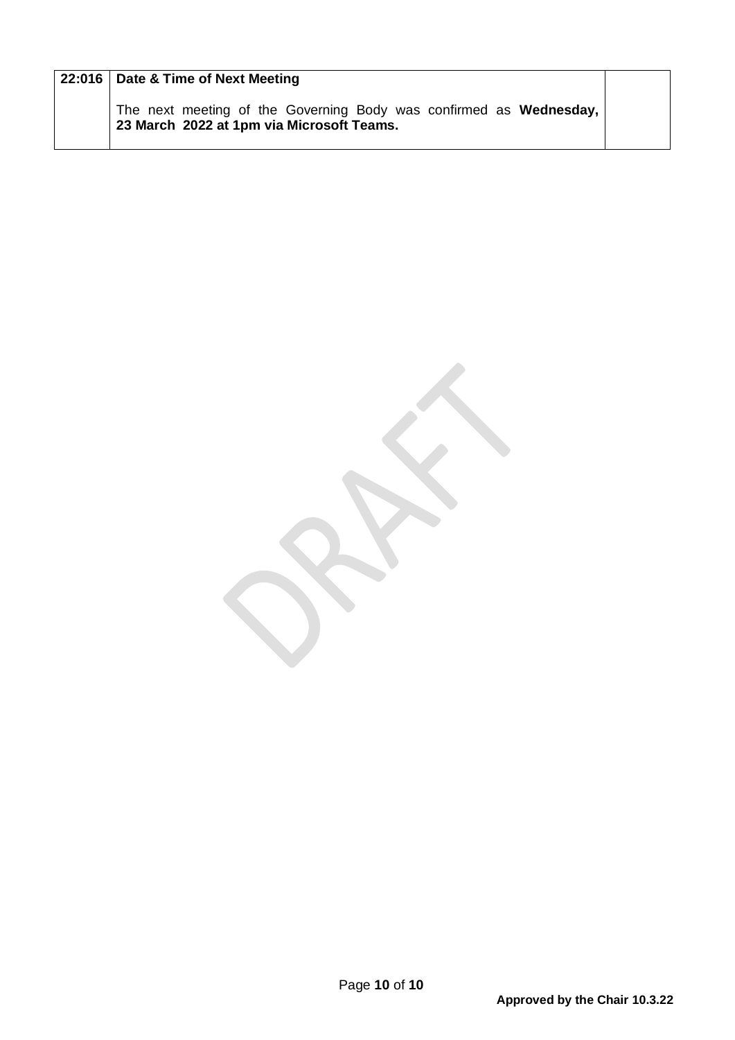| | | |
|---|---|---|
| 22:016 | **Date & Time of Next Meeting**<br><br>The next meeting of the Governing Body was confirmed as **Wednesday, 23 March 2022 at 1pm via Microsoft Teams.** | |

DRAFT

**Approved by the Chair 10.3.22**